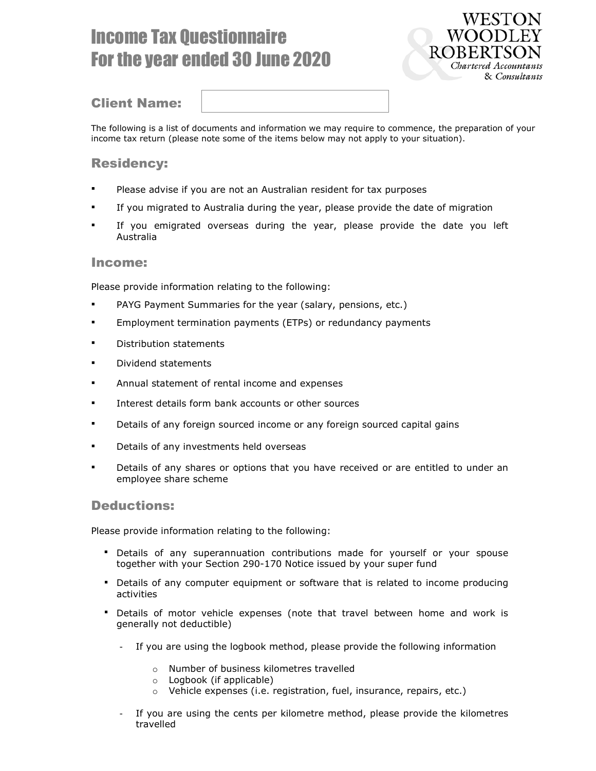# Income Tax Questionnaire
# For the year ended 30 June 2020

WESTON WOODLEY & ROBERTSON
*Chartered Accountants & Consultants*

## Client Name:

The following is a list of documents and information we may require to commence, the preparation of your income tax return (please note some of the items below may not apply to your situation).

## Residency:

- Please advise if you are not an Australian resident for tax purposes
- If you migrated to Australia during the year, please provide the date of migration
- If you emigrated overseas during the year, please provide the date you left Australia

## Income:

Please provide information relating to the following:

- PAYG Payment Summaries for the year (salary, pensions, etc.)
- Employment termination payments (ETPs) or redundancy payments
- Distribution statements
- Dividend statements
- Annual statement of rental income and expenses
- Interest details form bank accounts or other sources
- Details of any foreign sourced income or any foreign sourced capital gains
- Details of any investments held overseas
- Details of any shares or options that you have received or are entitled to under an employee share scheme

## Deductions:

Please provide information relating to the following:

- Details of any superannuation contributions made for yourself or your spouse together with your Section 290-170 Notice issued by your super fund
- Details of any computer equipment or software that is related to income producing activities
- Details of motor vehicle expenses (note that travel between home and work is generally not deductible)
  - If you are using the logbook method, please provide the following information
    - Number of business kilometres travelled
    - Logbook (if applicable)
    - Vehicle expenses (i.e. registration, fuel, insurance, repairs, etc.)
  - If you are using the cents per kilometre method, please provide the kilometres travelled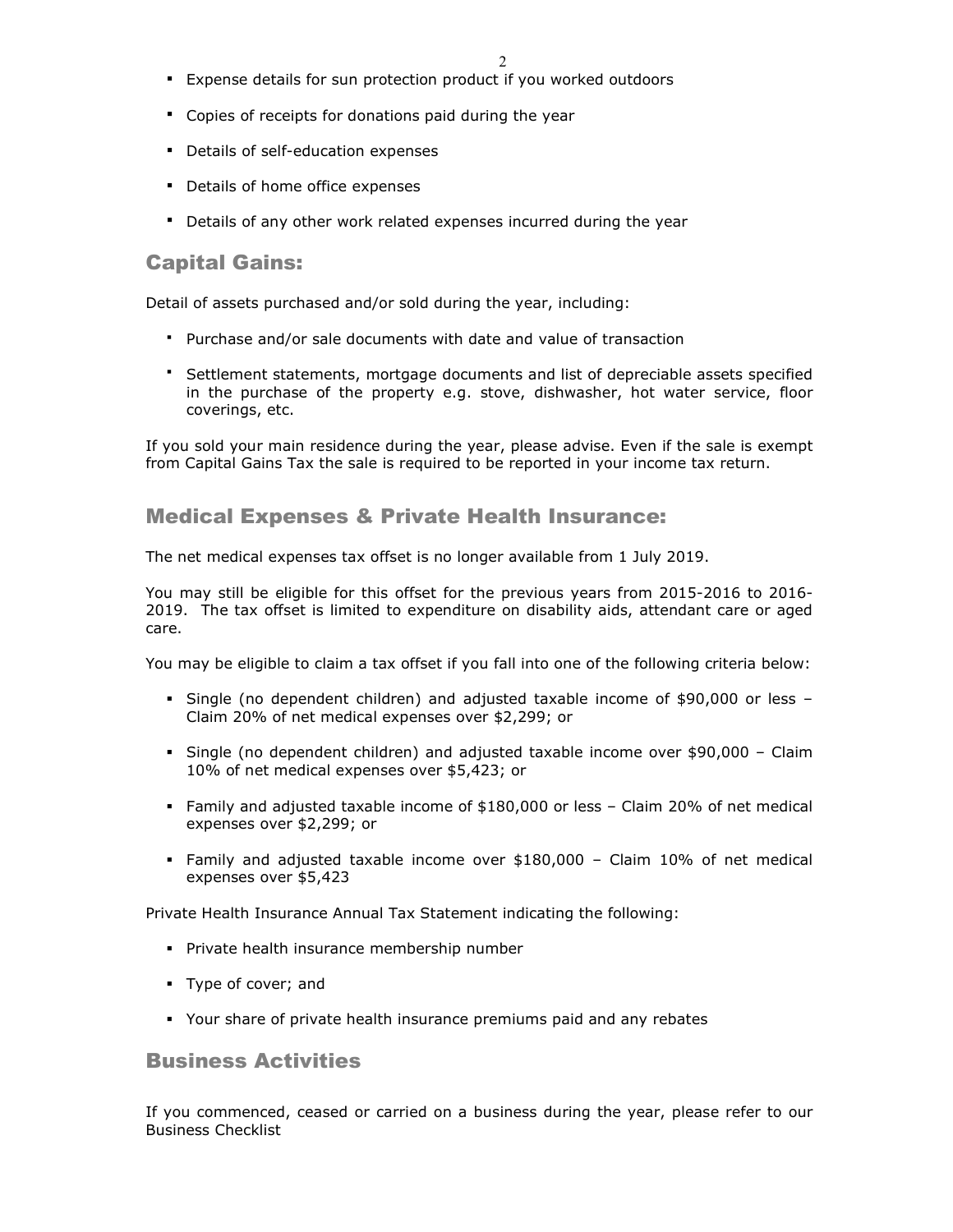- Expense details for sun protection product if you worked outdoors
- Copies of receipts for donations paid during the year
- Details of self-education expenses
- Details of home office expenses
- Details of any other work related expenses incurred during the year

## Capital Gains:

Detail of assets purchased and/or sold during the year, including:

- Purchase and/or sale documents with date and value of transaction
- Settlement statements, mortgage documents and list of depreciable assets specified in the purchase of the property e.g. stove, dishwasher, hot water service, floor coverings, etc.

If you sold your main residence during the year, please advise. Even if the sale is exempt from Capital Gains Tax the sale is required to be reported in your income tax return.

## Medical Expenses & Private Health Insurance:

The net medical expenses tax offset is no longer available from 1 July 2019.

You may still be eligible for this offset for the previous years from 2015-2016 to 2016-2019. The tax offset is limited to expenditure on disability aids, attendant care or aged care.

You may be eligible to claim a tax offset if you fall into one of the following criteria below:

- Single (no dependent children) and adjusted taxable income of $90,000 or less – Claim 20% of net medical expenses over $2,299; or
- Single (no dependent children) and adjusted taxable income over $90,000 – Claim 10% of net medical expenses over $5,423; or
- Family and adjusted taxable income of $180,000 or less – Claim 20% of net medical expenses over $2,299; or
- Family and adjusted taxable income over $180,000 – Claim 10% of net medical expenses over $5,423

Private Health Insurance Annual Tax Statement indicating the following:

- Private health insurance membership number
- Type of cover; and
- Your share of private health insurance premiums paid and any rebates

## Business Activities

If you commenced, ceased or carried on a business during the year, please refer to our Business Checklist